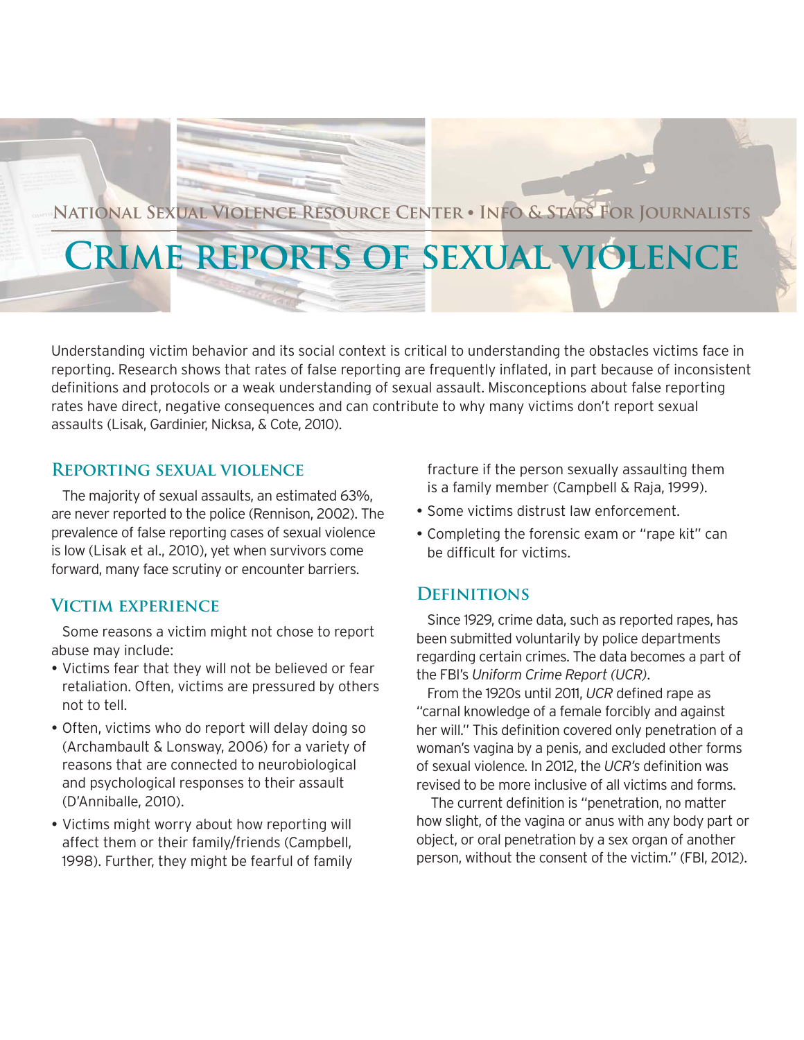National Sexual Violence Resource Center • Info & Stats For Journalists

# Crime reports of sexual violence

Understanding victim behavior and its social context is critical to understanding the obstacles victims face in reporting. Research shows that rates of false reporting are frequently inflated, in part because of inconsistent definitions and protocols or a weak understanding of sexual assault. Misconceptions about false reporting rates have direct, negative consequences and can contribute to why many victims don't report sexual assaults (Lisak, Gardinier, Nicksa, & Cote, 2010).

## Reporting sexual violence

The majority of sexual assaults, an estimated 63%, are never reported to the police (Rennison, 2002). The prevalence of false reporting cases of sexual violence is low (Lisak et al., 2010), yet when survivors come forward, many face scrutiny or encounter barriers.

## Victim experience

Some reasons a victim might not chose to report abuse may include:

- Victims fear that they will not be believed or fear retaliation. Often, victims are pressured by others not to tell.
- Often, victims who do report will delay doing so (Archambault & Lonsway, 2006) for a variety of reasons that are connected to neurobiological and psychological responses to their assault (D'Anniballe, 2010).
- Victims might worry about how reporting will affect them or their family/friends (Campbell, 1998). Further, they might be fearful of family fracture if the person sexually assaulting them is a family member (Campbell & Raja, 1999).
- Some victims distrust law enforcement.
- Completing the forensic exam or "rape kit" can be difficult for victims.

## Definitions

Since 1929, crime data, such as reported rapes, has been submitted voluntarily by police departments regarding certain crimes. The data becomes a part of the FBI's *Uniform Crime Report (UCR)*.

From the 1920s until 2011, *UCR* defined rape as "carnal knowledge of a female forcibly and against her will." This definition covered only penetration of a woman's vagina by a penis, and excluded other forms of sexual violence. In 2012, the *UCR's* definition was revised to be more inclusive of all victims and forms.

The current definition is "penetration, no matter how slight, of the vagina or anus with any body part or object, or oral penetration by a sex organ of another person, without the consent of the victim." (FBI, 2012).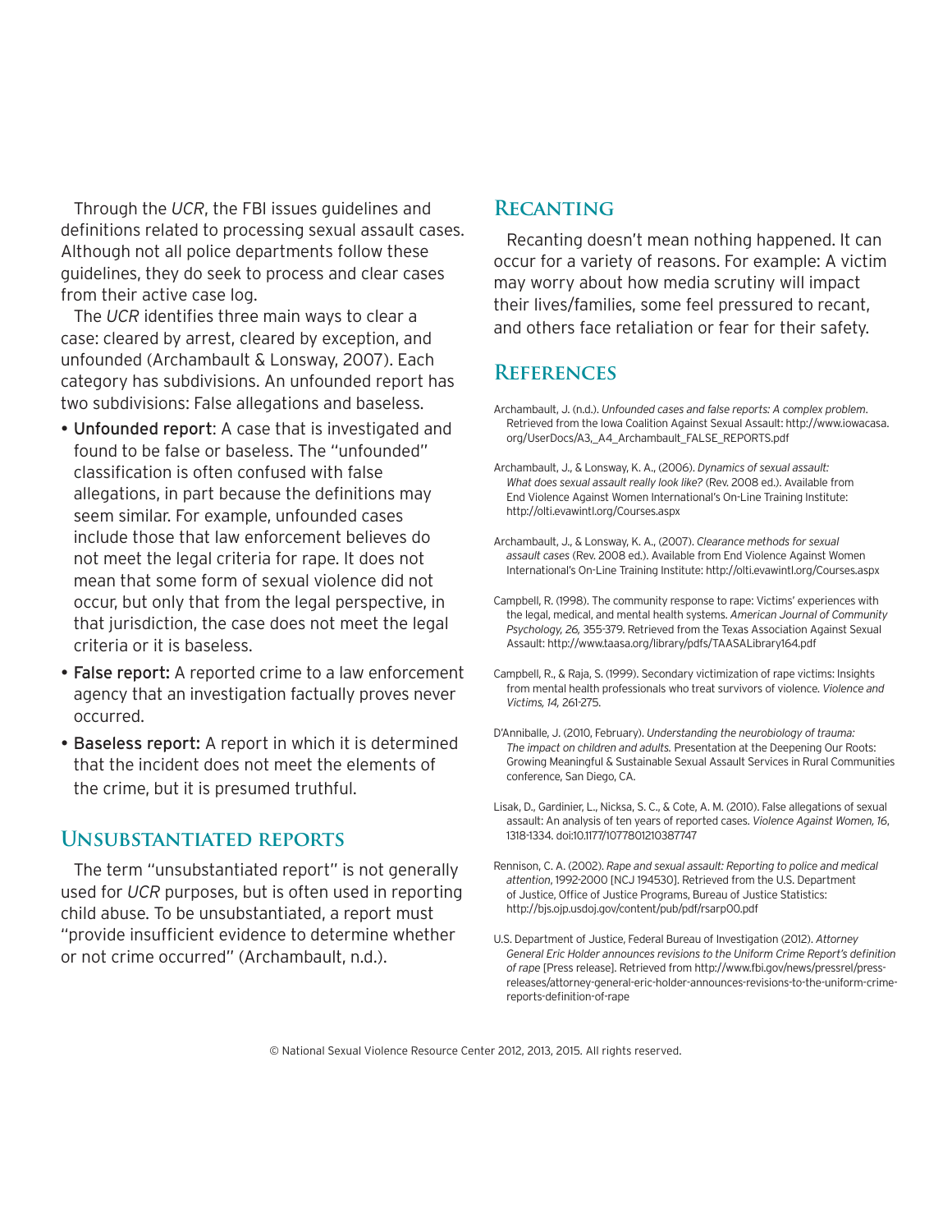Through the *UCR*, the FBI issues guidelines and definitions related to processing sexual assault cases. Although not all police departments follow these guidelines, they do seek to process and clear cases from their active case log.

The *UCR* identifies three main ways to clear a case: cleared by arrest, cleared by exception, and unfounded (Archambault & Lonsway, 2007). Each category has subdivisions. An unfounded report has two subdivisions: False allegations and baseless.

- Unfounded report: A case that is investigated and found to be false or baseless. The "unfounded" classification is often confused with false allegations, in part because the definitions may seem similar. For example, unfounded cases include those that law enforcement believes do not meet the legal criteria for rape. It does not mean that some form of sexual violence did not occur, but only that from the legal perspective, in that jurisdiction, the case does not meet the legal criteria or it is baseless.
- False report: A reported crime to a law enforcement agency that an investigation factually proves never occurred.
- Baseless report: A report in which it is determined that the incident does not meet the elements of the crime, but it is presumed truthful.

## Unsubstantiated reports

The term "unsubstantiated report" is not generally used for *UCR* purposes, but is often used in reporting child abuse. To be unsubstantiated, a report must "provide insufficient evidence to determine whether or not crime occurred" (Archambault, n.d.).

## Recanting

Recanting doesn't mean nothing happened. It can occur for a variety of reasons. For example: A victim may worry about how media scrutiny will impact their lives/families, some feel pressured to recant, and others face retaliation or fear for their safety.

## References

Archambault, J. (n.d.). *Unfounded cases and false reports: A complex problem.* Retrieved from the Iowa Coalition Against Sexual Assault: http://www.iowacasa.org/UserDocs/A3,_A4_Archambault_FALSE_REPORTS.pdf

Archambault, J., & Lonsway, K. A., (2006). *Dynamics of sexual assault: What does sexual assault really look like?* (Rev. 2008 ed.). Available from End Violence Against Women International's On-Line Training Institute: http://olti.evawintl.org/Courses.aspx

Archambault, J., & Lonsway, K. A., (2007). *Clearance methods for sexual assault cases* (Rev. 2008 ed.). Available from End Violence Against Women International's On-Line Training Institute: http://olti.evawintl.org/Courses.aspx

Campbell, R. (1998). The community response to rape: Victims' experiences with the legal, medical, and mental health systems. *American Journal of Community Psychology, 26,* 355-379. Retrieved from the Texas Association Against Sexual Assault: http://www.taasa.org/library/pdfs/TAASALibrary164.pdf

Campbell, R., & Raja, S. (1999). Secondary victimization of rape victims: Insights from mental health professionals who treat survivors of violence. *Violence and Victims, 14,* 261-275.

D'Anniballe, J. (2010, February). *Understanding the neurobiology of trauma: The impact on children and adults.* Presentation at the Deepening Our Roots: Growing Meaningful & Sustainable Sexual Assault Services in Rural Communities conference, San Diego, CA.

Lisak, D., Gardinier, L., Nicksa, S. C., & Cote, A. M. (2010). False allegations of sexual assault: An analysis of ten years of reported cases. *Violence Against Women, 16,* 1318-1334. doi:10.1177/1077801210387747

Rennison, C. A. (2002). *Rape and sexual assault: Reporting to police and medical attention,* 1992-2000 [NCJ 194530]. Retrieved from the U.S. Department of Justice, Office of Justice Programs, Bureau of Justice Statistics: http://bjs.ojp.usdoj.gov/content/pub/pdf/rsarp00.pdf

U.S. Department of Justice, Federal Bureau of Investigation (2012). *Attorney General Eric Holder announces revisions to the Uniform Crime Report's definition of rape* [Press release]. Retrieved from http://www.fbi.gov/news/pressrel/press-releases/attorney-general-eric-holder-announces-revisions-to-the-uniform-crime-reports-definition-of-rape

© National Sexual Violence Resource Center 2012, 2013, 2015. All rights reserved.